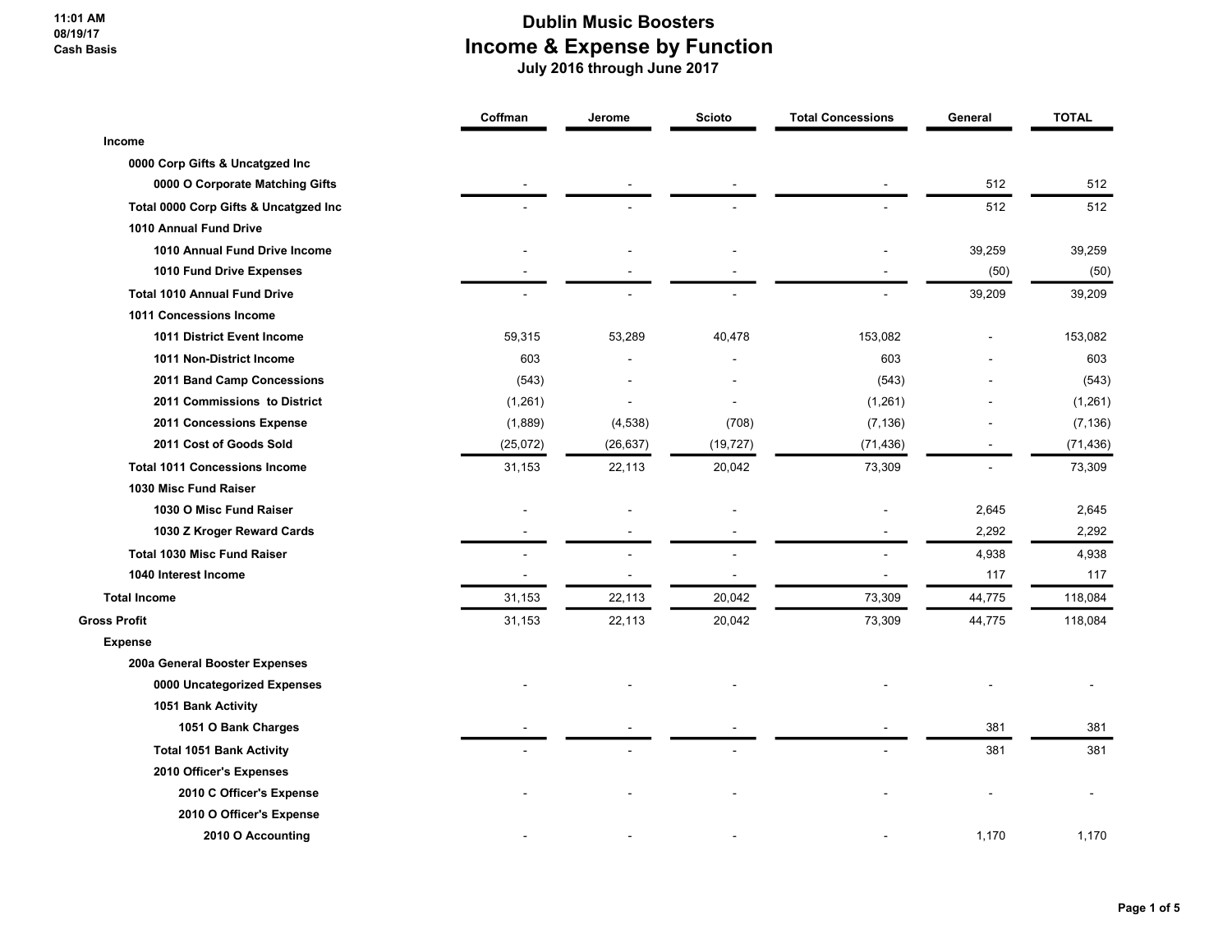11:01 AM
08/19/17
Cash Basis

# Dublin Music Boosters
## Income & Expense by Function
### July 2016 through June 2017

| | Coffman | Jerome | Scioto | Total Concessions | General | TOTAL |
|---|---|---|---|---|---|---|
| **Income** | | | | | | |
| **0000 Corp Gifts & Uncatgzed Inc** | | | | | | |
| **0000 O Corporate Matching Gifts** | - | - | - | - | 512 | 512 |
| **Total 0000 Corp Gifts & Uncatgzed Inc** | - | - | - | - | 512 | 512 |
| **1010 Annual Fund Drive** | | | | | | |
| **1010 Annual Fund Drive Income** | - | - | - | - | 39,259 | 39,259 |
| **1010 Fund Drive Expenses** | - | - | - | - | (50) | (50) |
| **Total 1010 Annual Fund Drive** | - | - | - | - | 39,209 | 39,209 |
| **1011 Concessions Income** | | | | | | |
| **1011 District Event Income** | 59,315 | 53,289 | 40,478 | 153,082 | - | 153,082 |
| **1011 Non-District Income** | 603 | - | - | 603 | - | 603 |
| **2011 Band Camp Concessions** | (543) | - | - | (543) | - | (543) |
| **2011 Commissions to District** | (1,261) | - | - | (1,261) | - | (1,261) |
| **2011 Concessions Expense** | (1,889) | (4,538) | (708) | (7,136) | - | (7,136) |
| **2011 Cost of Goods Sold** | (25,072) | (26,637) | (19,727) | (71,436) | - | (71,436) |
| **Total 1011 Concessions Income** | 31,153 | 22,113 | 20,042 | 73,309 | - | 73,309 |
| **1030 Misc Fund Raiser** | | | | | | |
| **1030 O Misc Fund Raiser** | - | - | - | - | 2,645 | 2,645 |
| **1030 Z Kroger Reward Cards** | - | - | - | - | 2,292 | 2,292 |
| **Total 1030 Misc Fund Raiser** | - | - | - | - | 4,938 | 4,938 |
| **1040 Interest Income** | - | - | - | - | 117 | 117 |
| **Total Income** | 31,153 | 22,113 | 20,042 | 73,309 | 44,775 | 118,084 |
| **Gross Profit** | 31,153 | 22,113 | 20,042 | 73,309 | 44,775 | 118,084 |
| **Expense** | | | | | | |
| **200a General Booster Expenses** | | | | | | |
| **0000 Uncategorized Expenses** | - | - | - | - | - | - |
| **1051 Bank Activity** | | | | | | |
| **1051 O Bank Charges** | - | - | - | - | 381 | 381 |
| **Total 1051 Bank Activity** | - | - | - | - | 381 | 381 |
| **2010 Officer's Expenses** | | | | | | |
| **2010 C Officer's Expense** | - | - | - | - | - | - |
| **2010 O Officer's Expense** | | | | | | |
| **2010 O Accounting** | - | - | - | - | 1,170 | 1,170 |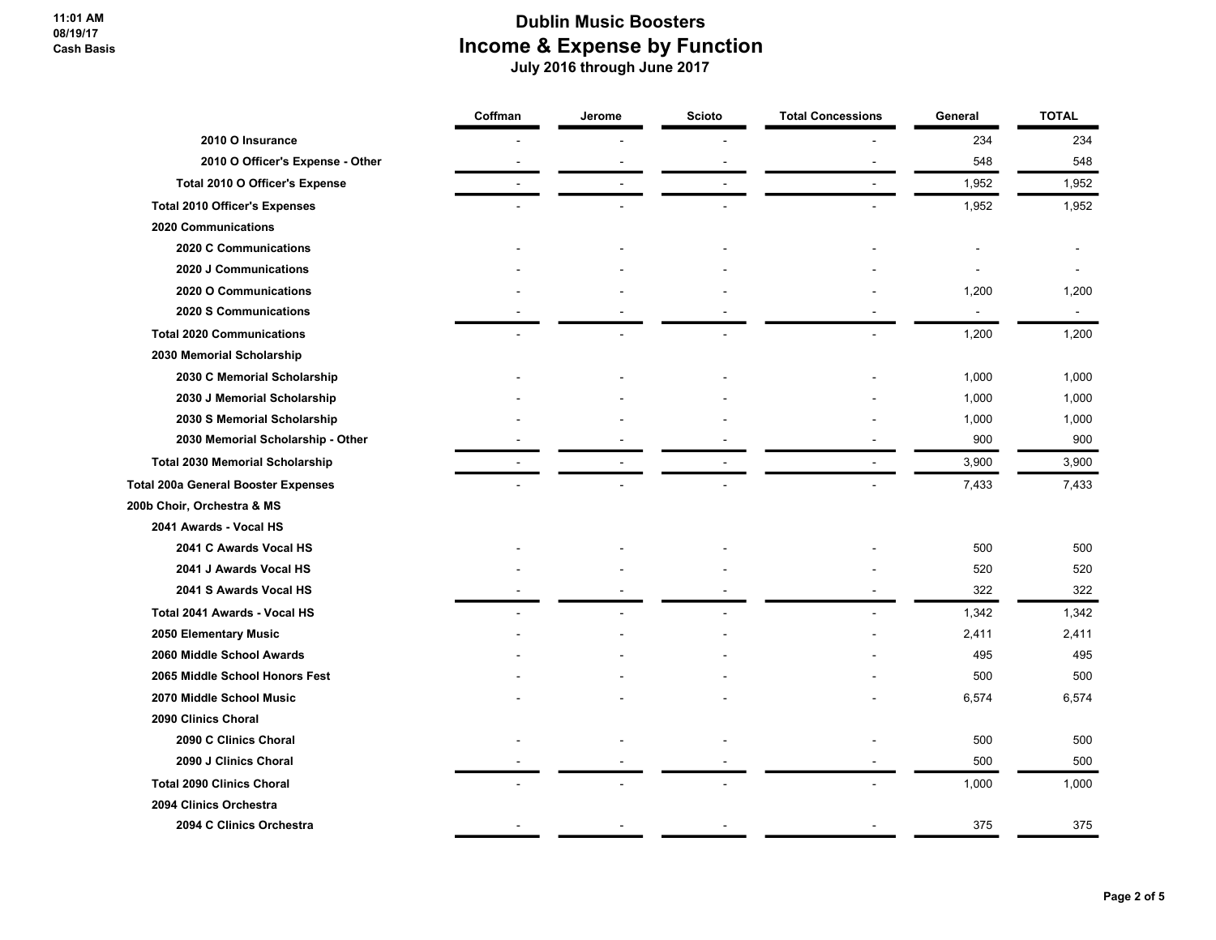# Dublin Music Boosters
## Income & Expense by Function
### July 2016 through June 2017

| | Coffman | Jerome | Scioto | Total Concessions | General | TOTAL |
|---|---|---|---|---|---|---|
| 2010 O Insurance | - | - | - | - | 234 | 234 |
| 2010 O Officer's Expense - Other | - | - | - | - | 548 | 548 |
| Total 2010 O Officer's Expense | - | - | - | - | 1,952 | 1,952 |
| Total 2010 Officer's Expenses | - | - | - | - | 1,952 | 1,952 |
| 2020 Communications | | | | | | |
| 2020 C Communications | - | - | - | - | - | - |
| 2020 J Communications | - | - | - | - | - | - |
| 2020 O Communications | - | - | - | - | 1,200 | 1,200 |
| 2020 S Communications | - | - | - | - | - | - |
| Total 2020 Communications | - | - | - | - | 1,200 | 1,200 |
| 2030 Memorial Scholarship | | | | | | |
| 2030 C Memorial Scholarship | - | - | - | - | 1,000 | 1,000 |
| 2030 J Memorial Scholarship | - | - | - | - | 1,000 | 1,000 |
| 2030 S Memorial Scholarship | - | - | - | - | 1,000 | 1,000 |
| 2030 Memorial Scholarship - Other | - | - | - | - | 900 | 900 |
| Total 2030 Memorial Scholarship | - | - | - | - | 3,900 | 3,900 |
| Total 200a General Booster Expenses | - | - | - | - | 7,433 | 7,433 |
| 200b Choir, Orchestra & MS | | | | | | |
| 2041 Awards - Vocal HS | | | | | | |
| 2041 C Awards Vocal HS | - | - | - | - | 500 | 500 |
| 2041 J Awards Vocal HS | - | - | - | - | 520 | 520 |
| 2041 S Awards Vocal HS | - | - | - | - | 322 | 322 |
| Total 2041 Awards - Vocal HS | - | - | - | - | 1,342 | 1,342 |
| 2050 Elementary Music | - | - | - | - | 2,411 | 2,411 |
| 2060 Middle School Awards | - | - | - | - | 495 | 495 |
| 2065 Middle School Honors Fest | - | - | - | - | 500 | 500 |
| 2070 Middle School Music | - | - | - | - | 6,574 | 6,574 |
| 2090 Clinics Choral | | | | | | |
| 2090 C Clinics Choral | - | - | - | - | 500 | 500 |
| 2090 J Clinics Choral | - | - | - | - | 500 | 500 |
| Total 2090 Clinics Choral | - | - | - | - | 1,000 | 1,000 |
| 2094 Clinics Orchestra | | | | | | |
| 2094 C Clinics Orchestra | - | - | - | - | 375 | 375 |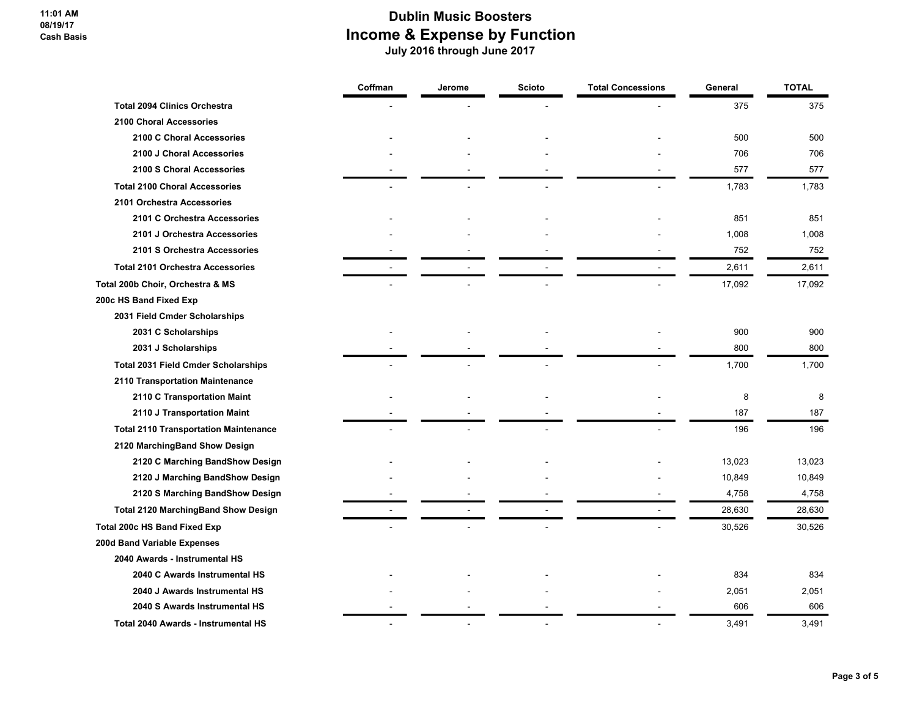# Dublin Music Boosters

## Income & Expense by Function

**July 2016 through June 2017**

| | Coffman | Jerome | Scioto | Total Concessions | General | TOTAL |
|---|---|---|---|---|---|---|
| **Total 2094 Clinics Orchestra** | - | - | - | - | 375 | 375 |
| **2100 Choral Accessories** | | | | | | |
| **2100 C Choral Accessories** | - | - | - | - | 500 | 500 |
| **2100 J Choral Accessories** | - | - | - | - | 706 | 706 |
| **2100 S Choral Accessories** | - | - | - | - | 577 | 577 |
| **Total 2100 Choral Accessories** | - | - | - | - | 1,783 | 1,783 |
| **2101 Orchestra Accessories** | | | | | | |
| **2101 C Orchestra Accessories** | - | - | - | - | 851 | 851 |
| **2101 J Orchestra Accessories** | - | - | - | - | 1,008 | 1,008 |
| **2101 S Orchestra Accessories** | - | - | - | - | 752 | 752 |
| **Total 2101 Orchestra Accessories** | - | - | - | - | 2,611 | 2,611 |
| **Total 200b Choir, Orchestra & MS** | - | - | - | - | 17,092 | 17,092 |
| **200c HS Band Fixed Exp** | | | | | | |
| **2031 Field Cmder Scholarships** | | | | | | |
| **2031 C Scholarships** | - | - | - | - | 900 | 900 |
| **2031 J Scholarships** | - | - | - | - | 800 | 800 |
| **Total 2031 Field Cmder Scholarships** | - | - | - | - | 1,700 | 1,700 |
| **2110 Transportation Maintenance** | | | | | | |
| **2110 C Transportation Maint** | - | - | - | - | 8 | 8 |
| **2110 J Transportation Maint** | - | - | - | - | 187 | 187 |
| **Total 2110 Transportation Maintenance** | - | - | - | - | 196 | 196 |
| **2120 MarchingBand Show Design** | | | | | | |
| **2120 C Marching BandShow Design** | - | - | - | - | 13,023 | 13,023 |
| **2120 J Marching BandShow Design** | - | - | - | - | 10,849 | 10,849 |
| **2120 S Marching BandShow Design** | - | - | - | - | 4,758 | 4,758 |
| **Total 2120 MarchingBand Show Design** | - | - | - | - | 28,630 | 28,630 |
| **Total 200c HS Band Fixed Exp** | - | - | - | - | 30,526 | 30,526 |
| **200d Band Variable Expenses** | | | | | | |
| **2040 Awards - Instrumental HS** | | | | | | |
| **2040 C Awards Instrumental HS** | - | - | - | - | 834 | 834 |
| **2040 J Awards Instrumental HS** | - | - | - | - | 2,051 | 2,051 |
| **2040 S Awards Instrumental HS** | - | - | - | - | 606 | 606 |
| **Total 2040 Awards - Instrumental HS** | - | - | - | - | 3,491 | 3,491 |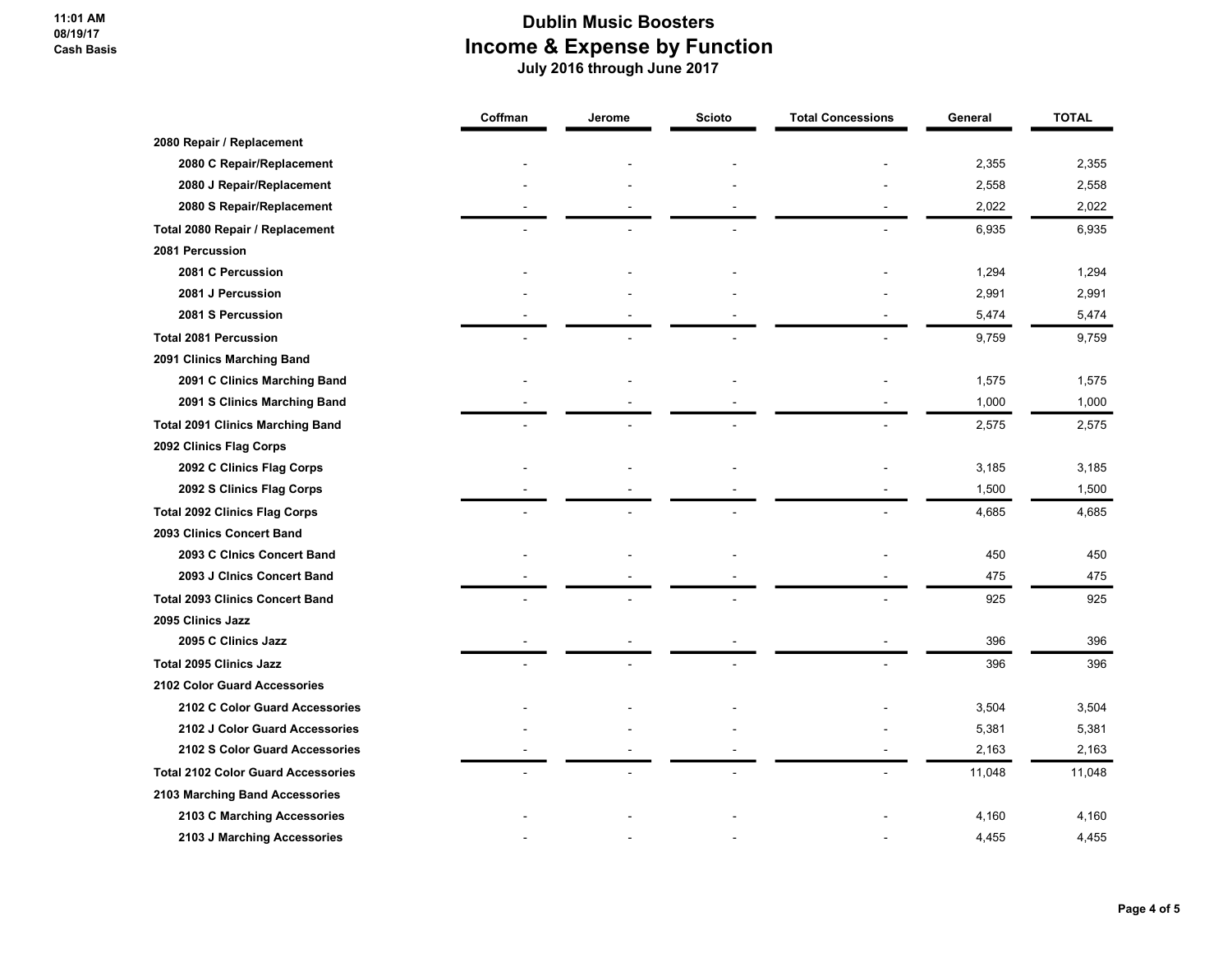# Dublin Music Boosters

## Income & Expense by Function

**July 2016 through June 2017**

|  | Coffman | Jerome | Scioto | Total Concessions | General | TOTAL |
|---|---|---|---|---|---|---|
| **2080 Repair / Replacement** |  |  |  |  |  |  |
| **2080 C Repair/Replacement** | - | - | - | - | 2,355 | 2,355 |
| **2080 J Repair/Replacement** | - | - | - | - | 2,558 | 2,558 |
| **2080 S Repair/Replacement** | - | - | - | - | 2,022 | 2,022 |
| **Total 2080 Repair / Replacement** | - | - | - | - | 6,935 | 6,935 |
| **2081 Percussion** |  |  |  |  |  |  |
| **2081 C Percussion** | - | - | - | - | 1,294 | 1,294 |
| **2081 J Percussion** | - | - | - | - | 2,991 | 2,991 |
| **2081 S Percussion** | - | - | - | - | 5,474 | 5,474 |
| **Total 2081 Percussion** | - | - | - | - | 9,759 | 9,759 |
| **2091 Clinics Marching Band** |  |  |  |  |  |  |
| **2091 C Clinics Marching Band** | - | - | - | - | 1,575 | 1,575 |
| **2091 S Clinics Marching Band** | - | - | - | - | 1,000 | 1,000 |
| **Total 2091 Clinics Marching Band** | - | - | - | - | 2,575 | 2,575 |
| **2092 Clinics Flag Corps** |  |  |  |  |  |  |
| **2092 C Clinics Flag Corps** | - | - | - | - | 3,185 | 3,185 |
| **2092 S Clinics Flag Corps** | - | - | - | - | 1,500 | 1,500 |
| **Total 2092 Clinics Flag Corps** | - | - | - | - | 4,685 | 4,685 |
| **2093 Clinics Concert Band** |  |  |  |  |  |  |
| **2093 C Clnics Concert Band** | - | - | - | - | 450 | 450 |
| **2093 J Clnics Concert Band** | - | - | - | - | 475 | 475 |
| **Total 2093 Clinics Concert Band** | - | - | - | - | 925 | 925 |
| **2095 Clinics Jazz** |  |  |  |  |  |  |
| **2095 C Clinics Jazz** | - | - | - | - | 396 | 396 |
| **Total 2095 Clinics Jazz** | - | - | - | - | 396 | 396 |
| **2102 Color Guard Accessories** |  |  |  |  |  |  |
| **2102 C Color Guard Accessories** | - | - | - | - | 3,504 | 3,504 |
| **2102 J Color Guard Accessories** | - | - | - | - | 5,381 | 5,381 |
| **2102 S Color Guard Accessories** | - | - | - | - | 2,163 | 2,163 |
| **Total 2102 Color Guard Accessories** | - | - | - | - | 11,048 | 11,048 |
| **2103 Marching Band Accessories** |  |  |  |  |  |  |
| **2103 C Marching Accessories** | - | - | - | - | 4,160 | 4,160 |
| **2103 J Marching Accessories** | - | - | - | - | 4,455 | 4,455 |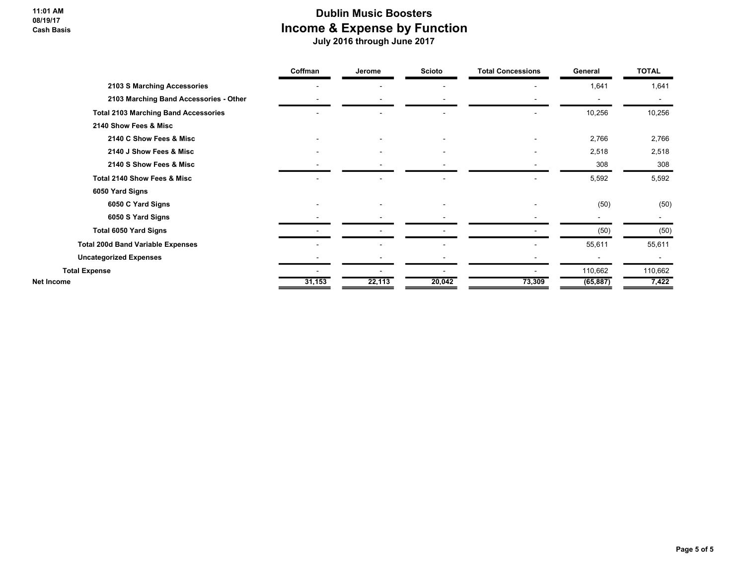# Dublin Music Boosters
## Income & Expense by Function
**July 2016 through June 2017**

11:01 AM
08/19/17
Cash Basis

| | Coffman | Jerome | Scioto | Total Concessions | General | TOTAL |
|---|---|---|---|---|---|---|
| 2103 S Marching Accessories | - | - | - | - | 1,641 | 1,641 |
| 2103 Marching Band Accessories - Other | - | - | - | - | - | - |
| **Total 2103 Marching Band Accessories** | - | - | - | - | 10,256 | 10,256 |
| **2140 Show Fees & Misc** | | | | | | |
| 2140 C Show Fees & Misc | - | - | - | - | 2,766 | 2,766 |
| 2140 J Show Fees & Misc | - | - | - | - | 2,518 | 2,518 |
| 2140 S Show Fees & Misc | - | - | - | - | 308 | 308 |
| **Total 2140 Show Fees & Misc** | - | - | - | - | 5,592 | 5,592 |
| **6050 Yard Signs** | | | | | | |
| 6050 C Yard Signs | - | - | - | - | (50) | (50) |
| 6050 S Yard Signs | - | - | - | - | - | - |
| **Total 6050 Yard Signs** | - | - | - | - | (50) | (50) |
| **Total 200d Band Variable Expenses** | - | - | - | - | 55,611 | 55,611 |
| **Uncategorized Expenses** | - | - | - | - | - | - |
| **Total Expense** | - | - | - | - | 110,662 | 110,662 |
| **Net Income** | 31,153 | 22,113 | 20,042 | 73,309 | (65,887) | 7,422 |